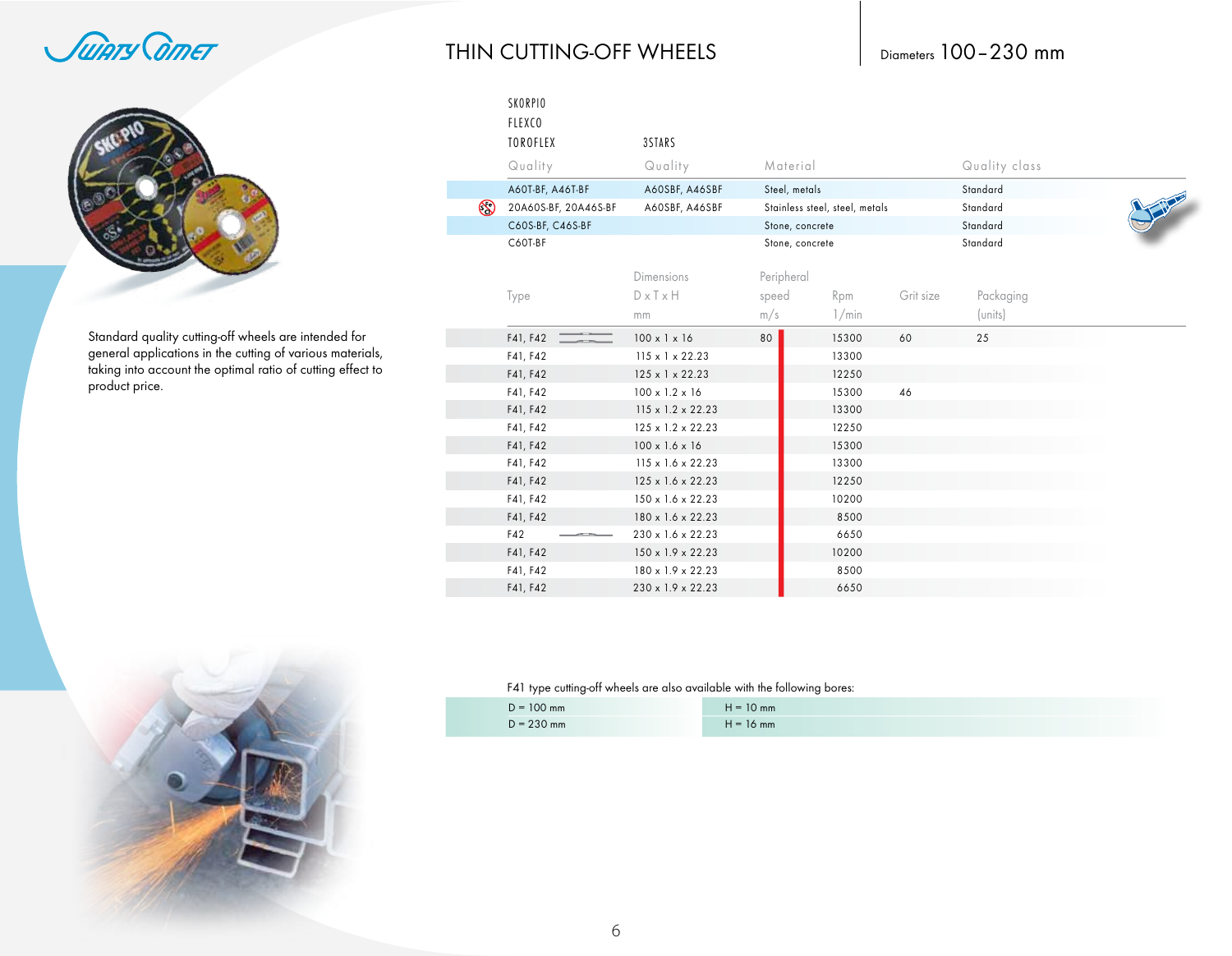# THIN CUTTING-OFF WHEELS

Diameters 100–230 mm

Standard quality cutting-off wheels are intended for general applications in the cutting of various materials, taking into account the optimal ratio of cutting effect to product price.

| SKORPIO FLEXCO TOROFLEX Quality | 3STARS Quality | Material | Quality class |
|---|---|---|---|
| A60T-BF, A46T-BF | A60SBF, A46SBF | Steel, metals | Standard |
| 20A60S-BF, 20A46S-BF | A60SBF, A46SBF | Stainless steel, steel, metals | Standard |
| C60S-BF, C46S-BF | | Stone, concrete | Standard |
| C60T-BF | | Stone, concrete | Standard |

| Type | Dimensions D x T x H mm | Peripheral speed m/s | Rpm 1/min | Grit size | Packaging (units) |
|---|---|---|---|---|---|
| F41, F42 | 100 x 1 x 16 | 80 | 15300 | 60 | 25 |
| F41, F42 | 115 x 1 x 22.23 | | 13300 | | |
| F41, F42 | 125 x 1 x 22.23 | | 12250 | | |
| F41, F42 | 100 x 1.2 x 16 | | 15300 | 46 | |
| F41, F42 | 115 x 1.2 x 22.23 | | 13300 | | |
| F41, F42 | 125 x 1.2 x 22.23 | | 12250 | | |
| F41, F42 | 100 x 1.6 x 16 | | 15300 | | |
| F41, F42 | 115 x 1.6 x 22.23 | | 13300 | | |
| F41, F42 | 125 x 1.6 x 22.23 | | 12250 | | |
| F41, F42 | 150 x 1.6 x 22.23 | | 10200 | | |
| F41, F42 | 180 x 1.6 x 22.23 | | 8500 | | |
| F42 | 230 x 1.6 x 22.23 | | 6650 | | |
| F41, F42 | 150 x 1.9 x 22.23 | | 10200 | | |
| F41, F42 | 180 x 1.9 x 22.23 | | 8500 | | |
| F41, F42 | 230 x 1.9 x 22.23 | | 6650 | | |

F41 type cutting-off wheels are also available with the following bores:

| | |
|---|---|
| D = 100 mm | H = 10 mm |
| D = 230 mm | H = 16 mm |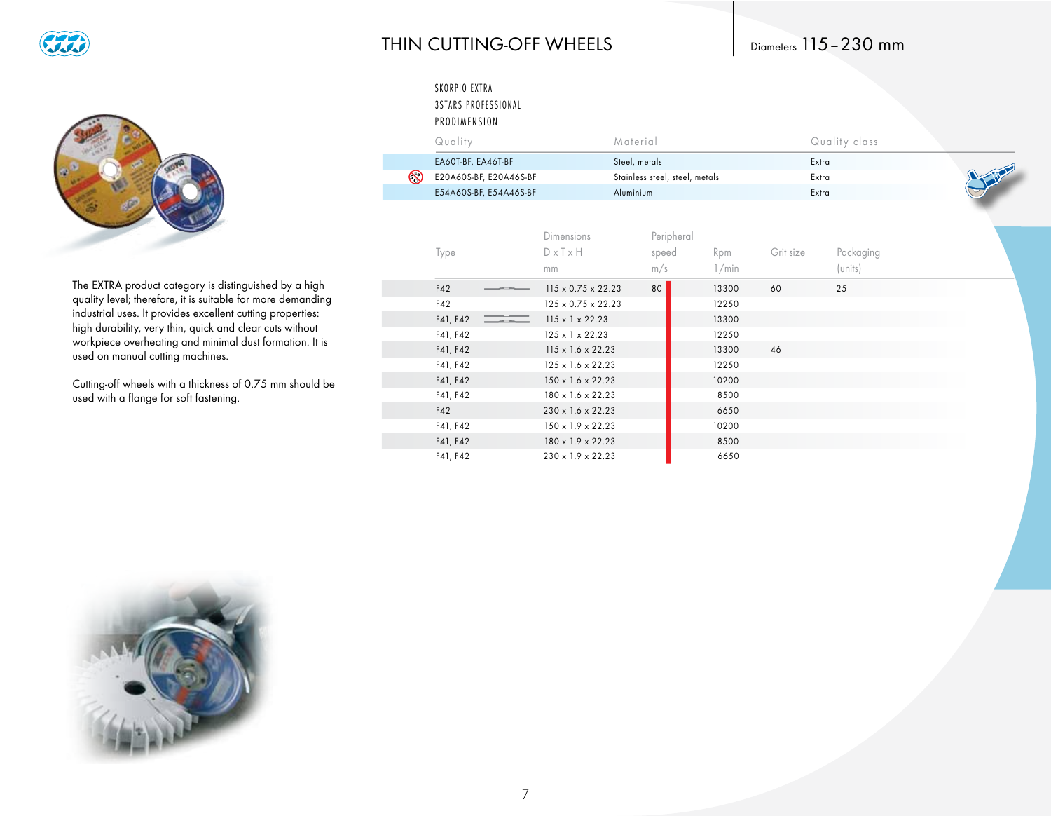# THIN CUTTING-OFF WHEELS

Diameters 115–230 mm

SKORPIO EXTRA
3STARS PROFESSIONAL
PRODIMENSION

| Quality | Material | Quality class |
|---|---|---|
| EA60T-BF, EA46T-BF | Steel, metals | Extra |
| E20A60S-BF, E20A46S-BF | Stainless steel, steel, metals | Extra |
| E54A60S-BF, E54A46S-BF | Aluminium | Extra |

The EXTRA product category is distinguished by a high quality level; therefore, it is suitable for more demanding industrial uses. It provides excellent cutting properties: high durability, very thin, quick and clear cuts without workpiece overheating and minimal dust formation. It is used on manual cutting machines.

Cutting-off wheels with a thickness of 0.75 mm should be used with a flange for soft fastening.

| Type | Dimensions D x T x H mm | Peripheral speed m/s | Rpm 1/min | Grit size | Packaging (units) |
|---|---|---|---|---|---|
| F42 | 115 x 0.75 x 22.23 | 80 | 13300 | 60 | 25 |
| F42 | 125 x 0.75 x 22.23 | | 12250 | | |
| F41, F42 | 115 x 1 x 22.23 | | 13300 | | |
| F41, F42 | 125 x 1 x 22.23 | | 12250 | | |
| F41, F42 | 115 x 1.6 x 22.23 | | 13300 | 46 | |
| F41, F42 | 125 x 1.6 x 22.23 | | 12250 | | |
| F41, F42 | 150 x 1.6 x 22.23 | | 10200 | | |
| F41, F42 | 180 x 1.6 x 22.23 | | 8500 | | |
| F42 | 230 x 1.6 x 22.23 | | 6650 | | |
| F41, F42 | 150 x 1.9 x 22.23 | | 10200 | | |
| F41, F42 | 180 x 1.9 x 22.23 | | 8500 | | |
| F41, F42 | 230 x 1.9 x 22.23 | | 6650 | | |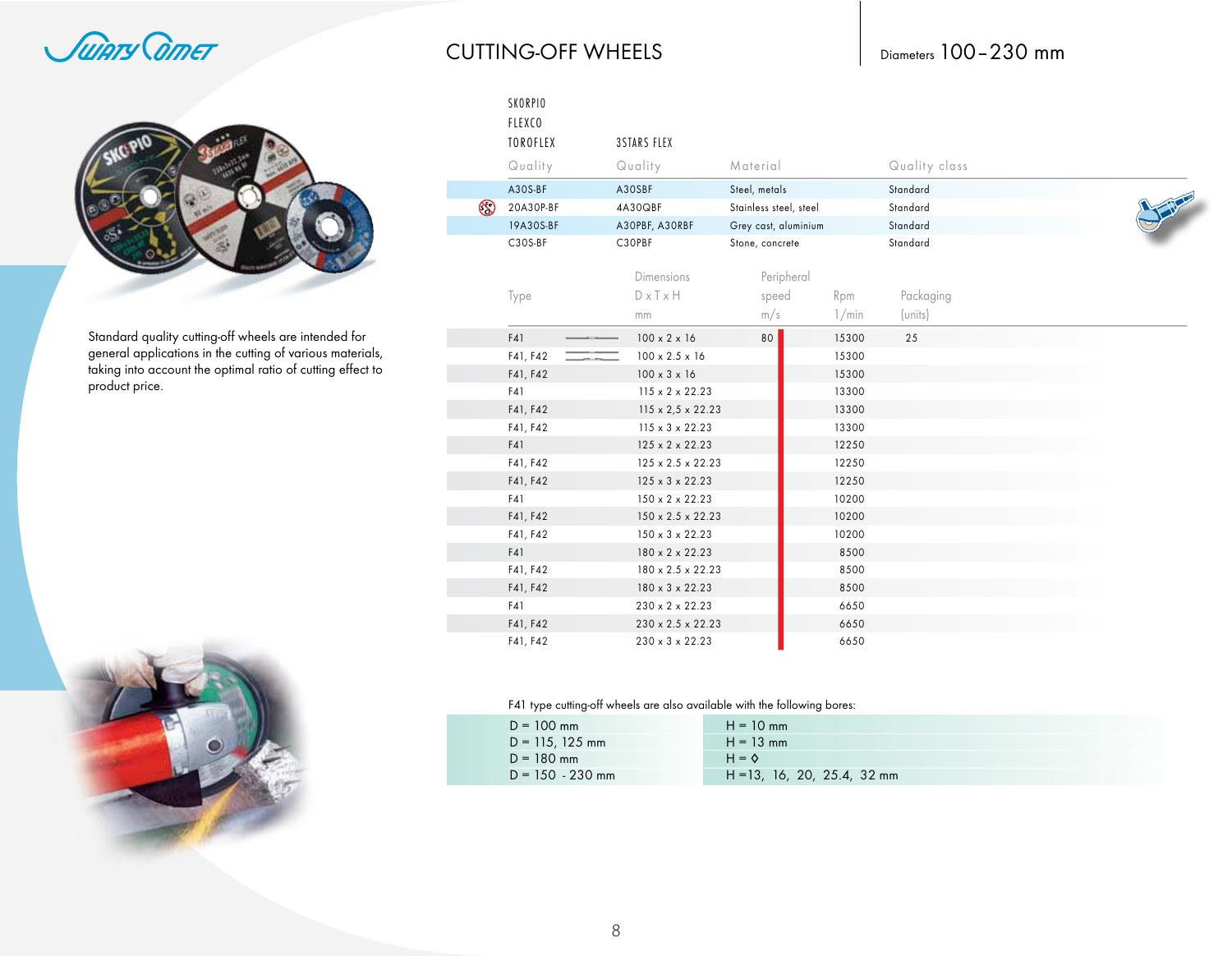# CUTTING-OFF WHEELS

Diameters 100–230 mm

Standard quality cutting-off wheels are intended for general applications in the cutting of various materials, taking into account the optimal ratio of cutting effect to product price.

| SKORPIO<br>FLEXCO<br>TOROFLEX<br>Quality | 3STARS FLEX<br>Quality | Material | Quality class |
|---|---|---|---|
| A30S-BF | A30SBF | Steel, metals | Standard |
| 20A30P-BF | 4A30QBF | Stainless steel, steel | Standard |
| 19A30S-BF | A30PBF, A30RBF | Grey cast, aluminium | Standard |
| C30S-BF | C30PBF | Stone, concrete | Standard |

| Type | Dimensions D x T x H mm | Peripheral speed m/s | Rpm 1/min | Packaging (units) |
|---|---|---|---|---|
| F41 | 100 x 2 x 16 | 80 | 15300 | 25 |
| F41, F42 | 100 x 2.5 x 16 | | 15300 | |
| F41, F42 | 100 x 3 x 16 | | 15300 | |
| F41 | 115 x 2 x 22.23 | | 13300 | |
| F41, F42 | 115 x 2,5 x 22.23 | | 13300 | |
| F41, F42 | 115 x 3 x 22.23 | | 13300 | |
| F41 | 125 x 2 x 22.23 | | 12250 | |
| F41, F42 | 125 x 2.5 x 22.23 | | 12250 | |
| F41, F42 | 125 x 3 x 22.23 | | 12250 | |
| F41 | 150 x 2 x 22.23 | | 10200 | |
| F41, F42 | 150 x 2.5 x 22.23 | | 10200 | |
| F41, F42 | 150 x 3 x 22.23 | | 10200 | |
| F41 | 180 x 2 x 22.23 | | 8500 | |
| F41, F42 | 180 x 2.5 x 22.23 | | 8500 | |
| F41, F42 | 180 x 3 x 22.23 | | 8500 | |
| F41 | 230 x 2 x 22.23 | | 6650 | |
| F41, F42 | 230 x 2.5 x 22.23 | | 6650 | |
| F41, F42 | 230 x 3 x 22.23 | | 6650 | |

F41 type cutting-off wheels are also available with the following bores:

| D | H |
|---|---|
| D = 100 mm | H = 10 mm |
| D = 115, 125 mm | H = 13 mm |
| D = 180 mm | H = ◊ |
| D = 150 - 230 mm | H =13, 16, 20, 25.4, 32 mm |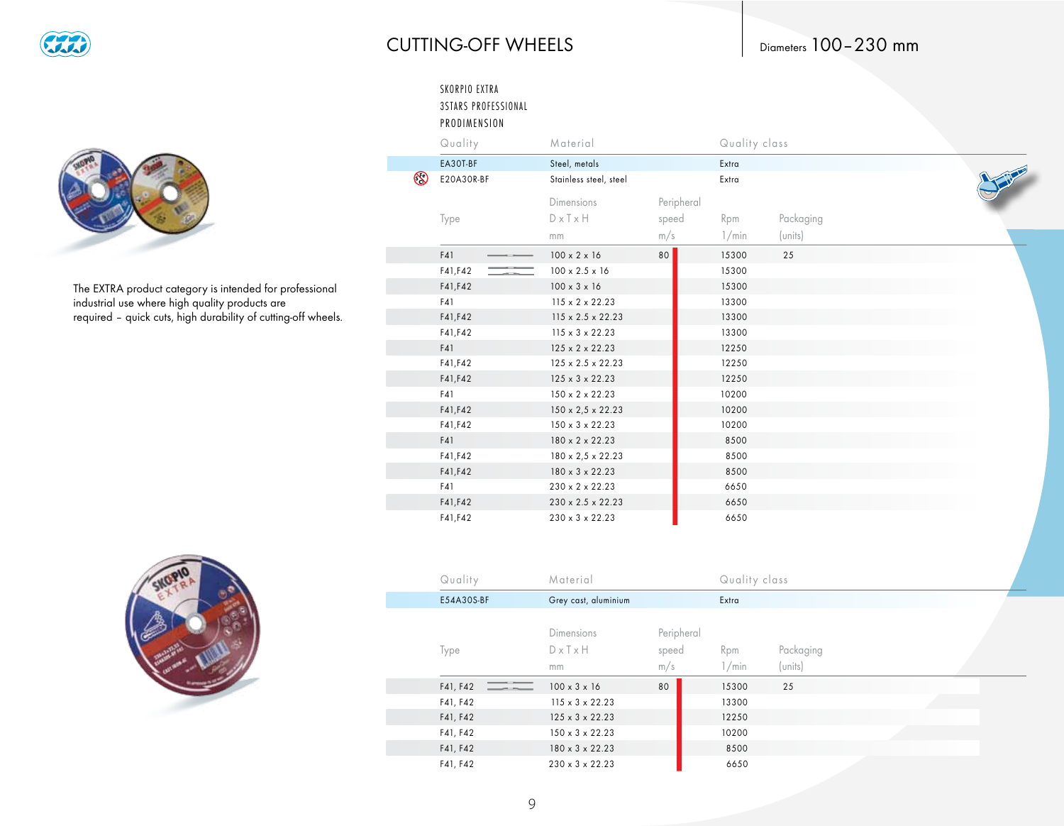# CUTTING-OFF WHEELS

Diameters 100–230 mm

SKORPIO EXTRA
3STARS PROFESSIONAL
PRODIMENSION

| Quality | Material | Quality class |
|---|---|---|
| EA30T-BF | Steel, metals | Extra |
| E20A30R-BF | Stainless steel, steel | Extra |

| Type | Dimensions D x T x H mm | Peripheral speed m/s | Rpm 1/min | Packaging (units) |
|---|---|---|---|---|
| F41 | 100 x 2 x 16 | 80 | 15300 | 25 |
| F41,F42 | 100 x 2.5 x 16 | | 15300 | |
| F41,F42 | 100 x 3 x 16 | | 15300 | |
| F41 | 115 x 2 x 22.23 | | 13300 | |
| F41,F42 | 115 x 2.5 x 22.23 | | 13300 | |
| F41,F42 | 115 x 3 x 22.23 | | 13300 | |
| F41 | 125 x 2 x 22.23 | | 12250 | |
| F41,F42 | 125 x 2.5 x 22.23 | | 12250 | |
| F41,F42 | 125 x 3 x 22.23 | | 12250 | |
| F41 | 150 x 2 x 22.23 | | 10200 | |
| F41,F42 | 150 x 2,5 x 22.23 | | 10200 | |
| F41,F42 | 150 x 3 x 22.23 | | 10200 | |
| F41 | 180 x 2 x 22.23 | | 8500 | |
| F41,F42 | 180 x 2,5 x 22.23 | | 8500 | |
| F41,F42 | 180 x 3 x 22.23 | | 8500 | |
| F41 | 230 x 2 x 22.23 | | 6650 | |
| F41,F42 | 230 x 2.5 x 22.23 | | 6650 | |
| F41,F42 | 230 x 3 x 22.23 | | 6650 | |

The EXTRA product category is intended for professional industrial use where high quality products are required – quick cuts, high durability of cutting-off wheels.

| Quality | Material | Quality class |
|---|---|---|
| E54A30S-BF | Grey cast, aluminium | Extra |

| Type | Dimensions D x T x H mm | Peripheral speed m/s | Rpm 1/min | Packaging (units) |
|---|---|---|---|---|
| F41, F42 | 100 x 3 x 16 | 80 | 15300 | 25 |
| F41, F42 | 115 x 3 x 22.23 | | 13300 | |
| F41, F42 | 125 x 3 x 22.23 | | 12250 | |
| F41, F42 | 150 x 3 x 22.23 | | 10200 | |
| F41, F42 | 180 x 3 x 22.23 | | 8500 | |
| F41, F42 | 230 x 3 x 22.23 | | 6650 | |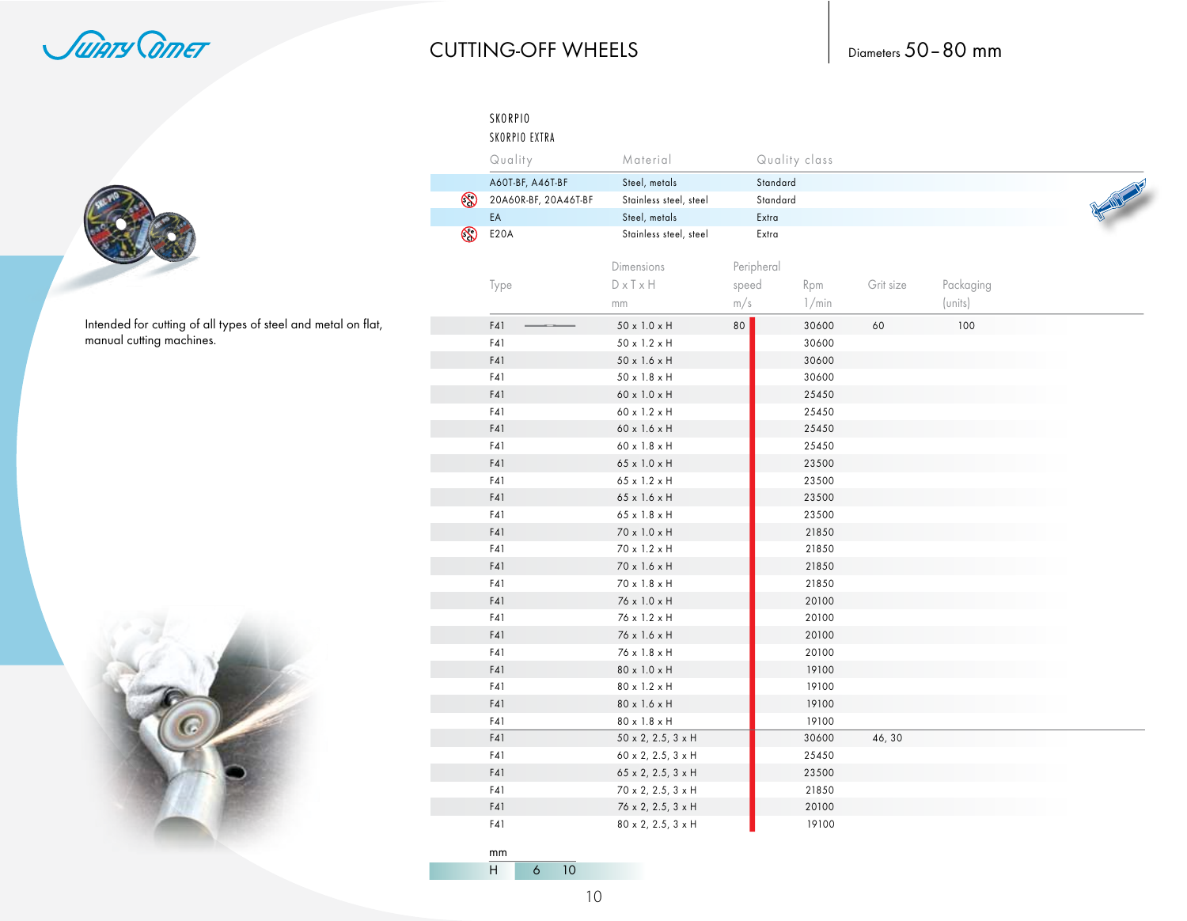# CUTTING-OFF WHEELS

Diameters 50–80 mm

Intended for cutting of all types of steel and metal on flat, manual cutting machines.

SKORPIO
SKORPIO EXTRA

| Quality | Material | Quality class |
|---|---|---|
| A60T-BF, A46T-BF | Steel, metals | Standard |
| 20A60R-BF, 20A46T-BF | Stainless steel, steel | Standard |
| EA | Steel, metals | Extra |
| E20A | Stainless steel, steel | Extra |

| Type | Dimensions D x T x H mm | Peripheral speed m/s | Rpm 1/min | Grit size | Packaging (units) |
|---|---|---|---|---|---|
| F41 | 50 x 1.0 x H | 80 | 30600 | 60 | 100 |
| F41 | 50 x 1.2 x H | | 30600 | | |
| F41 | 50 x 1.6 x H | | 30600 | | |
| F41 | 50 x 1.8 x H | | 30600 | | |
| F41 | 60 x 1.0 x H | | 25450 | | |
| F41 | 60 x 1.2 x H | | 25450 | | |
| F41 | 60 x 1.6 x H | | 25450 | | |
| F41 | 60 x 1.8 x H | | 25450 | | |
| F41 | 65 x 1.0 x H | | 23500 | | |
| F41 | 65 x 1.2 x H | | 23500 | | |
| F41 | 65 x 1.6 x H | | 23500 | | |
| F41 | 65 x 1.8 x H | | 23500 | | |
| F41 | 70 x 1.0 x H | | 21850 | | |
| F41 | 70 x 1.2 x H | | 21850 | | |
| F41 | 70 x 1.6 x H | | 21850 | | |
| F41 | 70 x 1.8 x H | | 21850 | | |
| F41 | 76 x 1.0 x H | | 20100 | | |
| F41 | 76 x 1.2 x H | | 20100 | | |
| F41 | 76 x 1.6 x H | | 20100 | | |
| F41 | 76 x 1.8 x H | | 20100 | | |
| F41 | 80 x 1.0 x H | | 19100 | | |
| F41 | 80 x 1.2 x H | | 19100 | | |
| F41 | 80 x 1.6 x H | | 19100 | | |
| F41 | 80 x 1.8 x H | | 19100 | | |
| F41 | 50 x 2, 2.5, 3 x H | | 30600 | 46, 30 | |
| F41 | 60 x 2, 2.5, 3 x H | | 25450 | | |
| F41 | 65 x 2, 2.5, 3 x H | | 23500 | | |
| F41 | 70 x 2, 2.5, 3 x H | | 21850 | | |
| F41 | 76 x 2, 2.5, 3 x H | | 20100 | | |
| F41 | 80 x 2, 2.5, 3 x H | | 19100 | | |

| mm | | |
|---|---|---|
| H | 6 | 10 |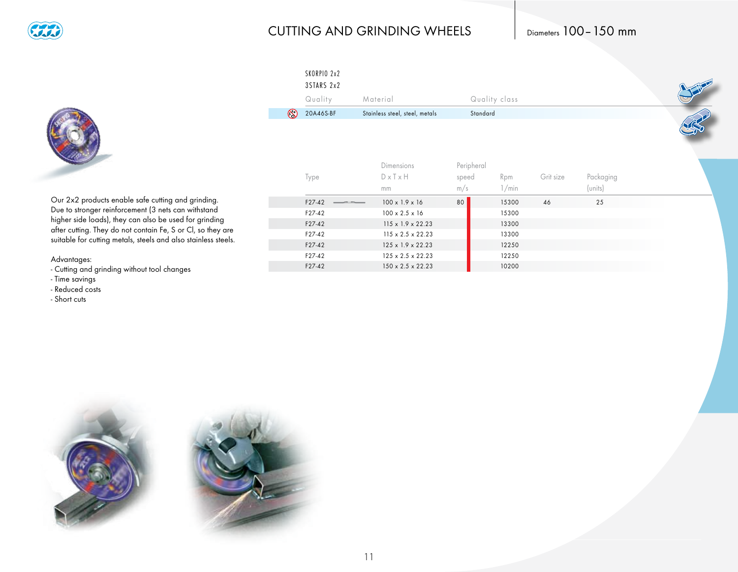# CUTTING AND GRINDING WHEELS

Diameters 100–150 mm

SKORPIO 2x2
3STARS 2x2

| Quality | Material | Quality class |
|---|---|---|
| 20A46S-BF | Stainless steel, steel, metals | Standard |

Our 2x2 products enable safe cutting and grinding. Due to stronger reinforcement (3 nets can withstand higher side loads), they can also be used for grinding after cutting. They do not contain Fe, S or Cl, so they are suitable for cutting metals, steels and also stainless steels.

Advantages:
- Cutting and grinding without tool changes
- Time savings
- Reduced costs
- Short cuts

| Type | Dimensions D x T x H mm | Peripheral speed m/s | Rpm 1/min | Grit size | Packaging (units) |
|---|---|---|---|---|---|
| F27-42 | 100 x 1.9 x 16 | 80 | 15300 | 46 | 25 |
| F27-42 | 100 x 2.5 x 16 | | 15300 | | |
| F27-42 | 115 x 1.9 x 22.23 | | 13300 | | |
| F27-42 | 115 x 2.5 x 22.23 | | 13300 | | |
| F27-42 | 125 x 1.9 x 22.23 | | 12250 | | |
| F27-42 | 125 x 2.5 x 22.23 | | 12250 | | |
| F27-42 | 150 x 2.5 x 22.23 | | 10200 | | |